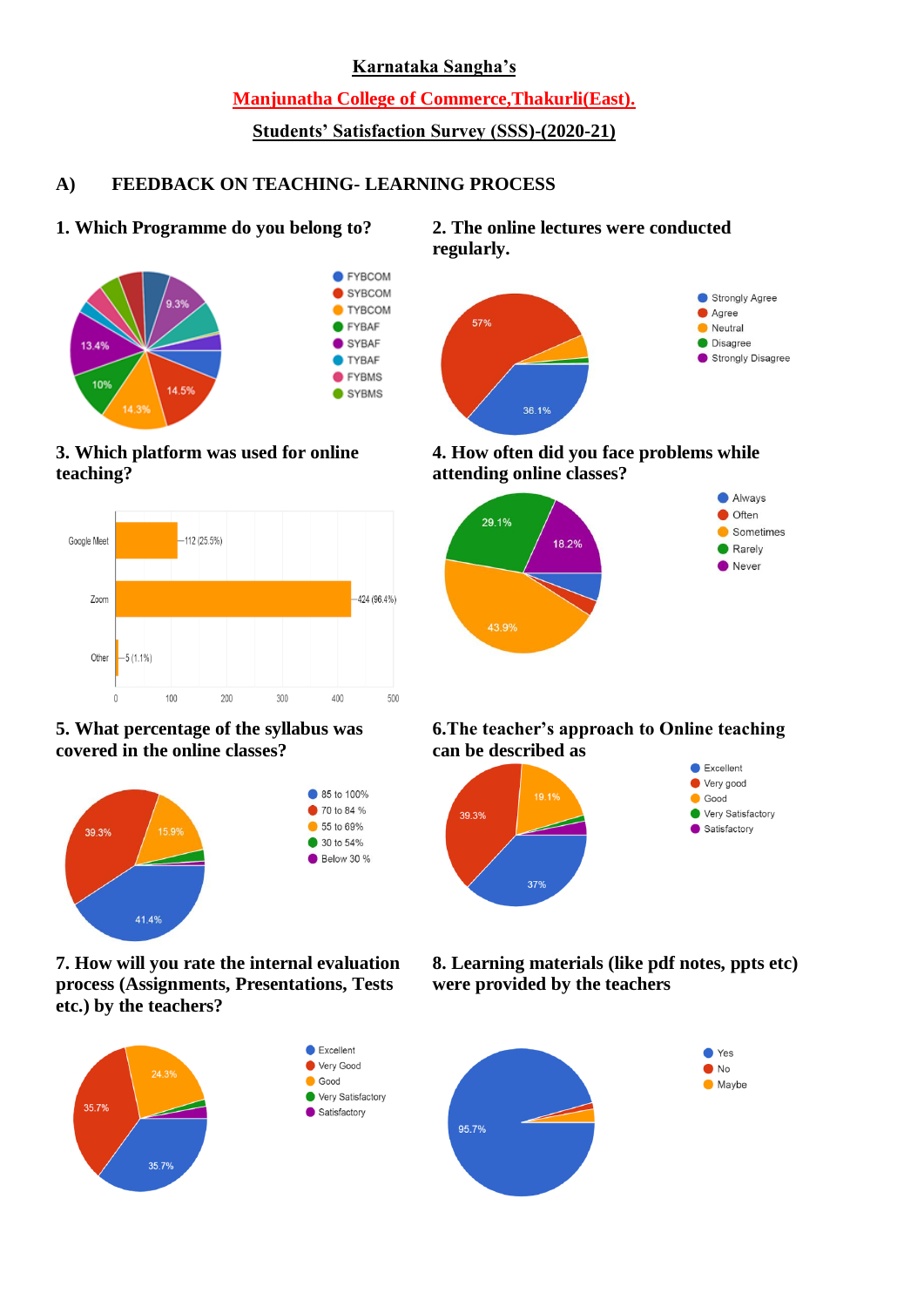**Karnataka Sangha's**

**Manjunatha College of Commerce,Thakurli(East).**

**Students' Satisfaction Survey (SSS)-(2020-21)**

## A) FEEDBACK ON TEACHING- LEARNING PROCESS

### 1. Which Programme do you belong to?

- FYBCOM
- SYBCOM
- TYBCOM
- FYBAF
- SYBAF
- TYBAF
- FYBMS
- SYBMS

9.3%, 13.4%, 10%, 14.3%, 14.5%

### 2. The online lectures were conducted regularly.

- Strongly Agree
- Agree
- Neutral
- Disagree
- Strongly Disagree

57%, 36.1%

### 3. Which platform was used for online teaching?

| Platform | Responses |
|---|---|
| Google Meet | 112 (25.5%) |
| Zoom | 424 (96.4%) |
| Other | 5 (1.1%) |

### 4. How often did you face problems while attending online classes?

- Always
- Often
- Sometimes
- Rarely
- Never

29.1%, 18.2%, 43.9%

### 5. What percentage of the syllabus was covered in the online classes?

- 85 to 100%
- 70 to 84 %
- 55 to 69%
- 30 to 54%
- Below 30 %

39.3%, 15.9%, 41.4%

### 6.The teacher's approach to Online teaching can be described as

- Excellent
- Very good
- Good
- Very Satisfactory
- Satisfactory

39.3%, 19.1%, 37%

### 7. How will you rate the internal evaluation process (Assignments, Presentations, Tests etc.) by the teachers?

- Excellent
- Very Good
- Good
- Very Satisfactory
- Satisfactory

24.3%, 35.7%, 35.7%

### 8. Learning materials (like pdf notes, ppts etc) were provided by the teachers

- Yes
- No
- Maybe

95.7%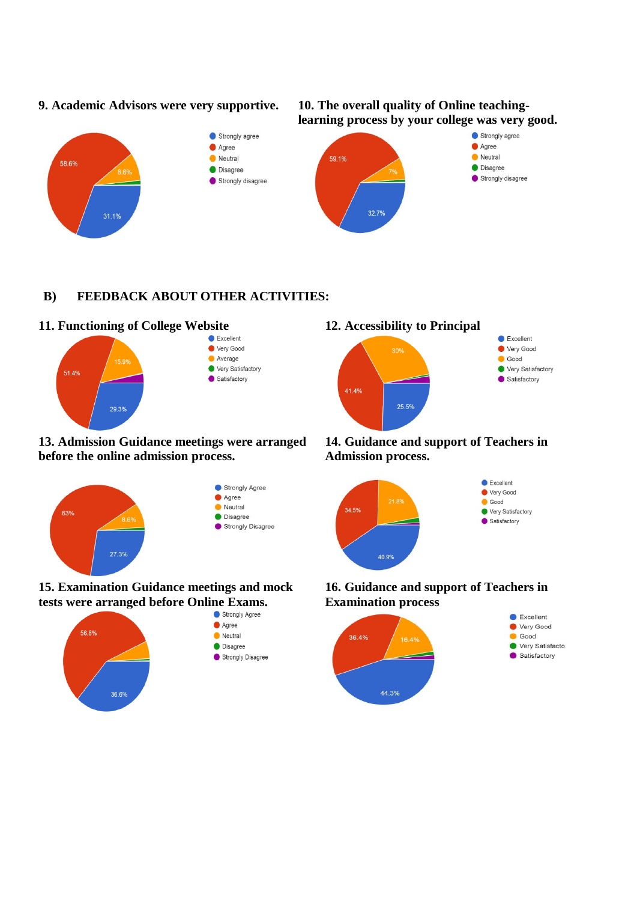### 9. Academic Advisors were very supportive.

- Strongly agree
- Agree
- Neutral
- Disagree
- Strongly disagree

58.6%, 8.6%, 31.1%

### 10. The overall quality of Online teaching-learning process by your college was very good.

- Strongly agree
- Agree
- Neutral
- Disagree
- Strongly disagree

59.1%, 7%, 32.7%

## B) FEEDBACK ABOUT OTHER ACTIVITIES:

### 11. Functioning of College Website

- Excellent
- Very Good
- Average
- Very Satisfactory
- Satisfactory

51.4%, 15.9%, 29.3%

### 12. Accessibility to Principal

- Excellent
- Very Good
- Good
- Very Satisfactory
- Satisfactory

30%, 41.4%, 25.5%

### 13. Admission Guidance meetings were arranged before the online admission process.

- Strongly Agree
- Agree
- Neutral
- Disagree
- Strongly Disagree

63%, 8.6%, 27.3%

### 14. Guidance and support of Teachers in Admission process.

- Excellent
- Very Good
- Good
- Very Satisfactory
- Satisfactory

34.5%, 21.8%, 40.9%

### 15. Examination Guidance meetings and mock tests were arranged before Online Exams.

- Strongly Agree
- Agree
- Neutral
- Disagree
- Strongly Disagree

56.8%, 36.6%

### 16. Guidance and support of Teachers in Examination process

- Excellent
- Very Good
- Good
- Very Satisfacto
- Satisfactory

36.4%, 16.4%, 44.3%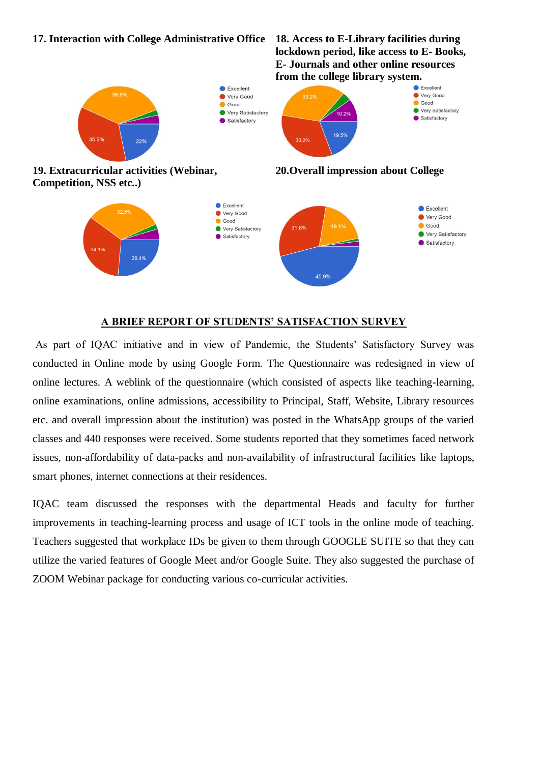**17. Interaction with College Administrative Office**

36.6%
35.2%
22%

Excellent
Very Good
Good
Very Satisfactory
Satisfactory

**18. Access to E-Library facilities during lockdown period, like access to E- Books, E- Journals and other online resources from the college library system.**

33.2%
10.2%
19.5%
33.2%

Excellent
Very Good
Good
Very Satisfactory
Satisfactory

**19. Extracurricular activities (Webinar, Competition, NSS etc..)**

32.5%
34.1%
26.4%

Excellent
Very Good
Good
Very Satisfactory
Satisfactory

**20.Overall impression about College**

31.8%
19.1%
45.9%

Excellent
Very Good
Good
Very Satisfactory
Satisfactory

## A BRIEF REPORT OF STUDENTS' SATISFACTION SURVEY

As part of IQAC initiative and in view of Pandemic, the Students' Satisfactory Survey was conducted in Online mode by using Google Form. The Questionnaire was redesigned in view of online lectures. A weblink of the questionnaire (which consisted of aspects like teaching-learning, online examinations, online admissions, accessibility to Principal, Staff, Website, Library resources etc. and overall impression about the institution) was posted in the WhatsApp groups of the varied classes and 440 responses were received. Some students reported that they sometimes faced network issues, non-affordability of data-packs and non-availability of infrastructural facilities like laptops, smart phones, internet connections at their residences.

IQAC team discussed the responses with the departmental Heads and faculty for further improvements in teaching-learning process and usage of ICT tools in the online mode of teaching. Teachers suggested that workplace IDs be given to them through GOOGLE SUITE so that they can utilize the varied features of Google Meet and/or Google Suite. They also suggested the purchase of ZOOM Webinar package for conducting various co-curricular activities.